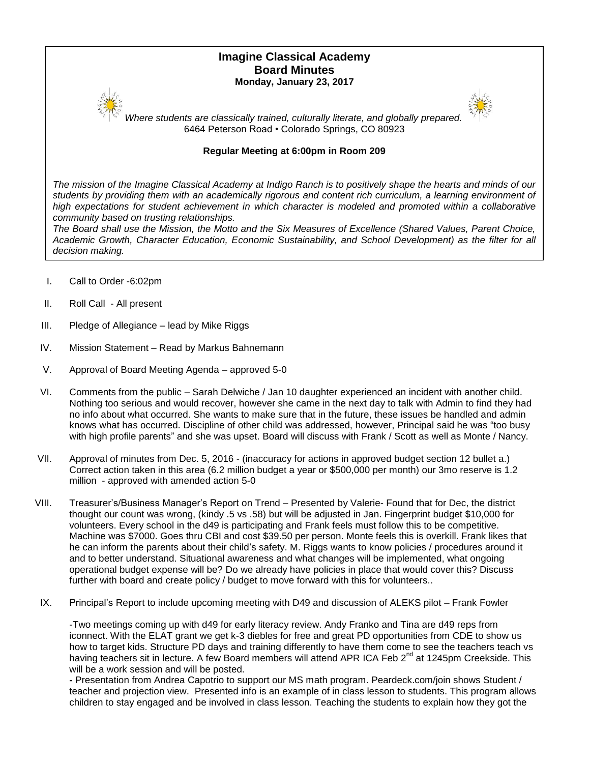# Imagine Classical Academy
## Board Minutes
**Monday, January 23, 2017**

*Where students are classically trained, culturally literate, and globally prepared.*
6464 Peterson Road • Colorado Springs, CO 80923

**Regular Meeting at 6:00pm in Room 209**

*The mission of the Imagine Classical Academy at Indigo Ranch is to positively shape the hearts and minds of our students by providing them with an academically rigorous and content rich curriculum, a learning environment of high expectations for student achievement in which character is modeled and promoted within a collaborative community based on trusting relationships.*

*The Board shall use the Mission, the Motto and the Six Measures of Excellence (Shared Values, Parent Choice, Academic Growth, Character Education, Economic Sustainability, and School Development) as the filter for all decision making.*

I. Call to Order -6:02pm

II. Roll Call - All present

III. Pledge of Allegiance – lead by Mike Riggs

IV. Mission Statement – Read by Markus Bahnemann

V. Approval of Board Meeting Agenda – approved 5-0

VI. Comments from the public – Sarah Delwiche / Jan 10 daughter experienced an incident with another child. Nothing too serious and would recover, however she came in the next day to talk with Admin to find they had no info about what occurred. She wants to make sure that in the future, these issues be handled and admin knows what has occurred. Discipline of other child was addressed, however, Principal said he was "too busy with high profile parents" and she was upset. Board will discuss with Frank / Scott as well as Monte / Nancy.

VII. Approval of minutes from Dec. 5, 2016 - (inaccuracy for actions in approved budget section 12 bullet a.) Correct action taken in this area (6.2 million budget a year or $500,000 per month) our 3mo reserve is 1.2 million - approved with amended action 5-0

VIII. Treasurer's/Business Manager's Report on Trend – Presented by Valerie- Found that for Dec, the district thought our count was wrong, (kindy .5 vs .58) but will be adjusted in Jan. Fingerprint budget $10,000 for volunteers. Every school in the d49 is participating and Frank feels must follow this to be competitive. Machine was $7000. Goes thru CBI and cost $39.50 per person. Monte feels this is overkill. Frank likes that he can inform the parents about their child's safety. M. Riggs wants to know policies / procedures around it and to better understand. Situational awareness and what changes will be implemented, what ongoing operational budget expense will be? Do we already have policies in place that would cover this? Discuss further with board and create policy / budget to move forward with this for volunteers..

IX. Principal's Report to include upcoming meeting with D49 and discussion of ALEKS pilot – Frank Fowler

-Two meetings coming up with d49 for early literacy review. Andy Franko and Tina are d49 reps from iconnect. With the ELAT grant we get k-3 diebles for free and great PD opportunities from CDE to show us how to target kids. Structure PD days and training differently to have them come to see the teachers teach vs having teachers sit in lecture. A few Board members will attend APR ICA Feb 2nd at 1245pm Creekside. This will be a work session and will be posted.

**-** Presentation from Andrea Capotrio to support our MS math program. Peardeck.com/join shows Student / teacher and projection view. Presented info is an example of in class lesson to students. This program allows children to stay engaged and be involved in class lesson. Teaching the students to explain how they got the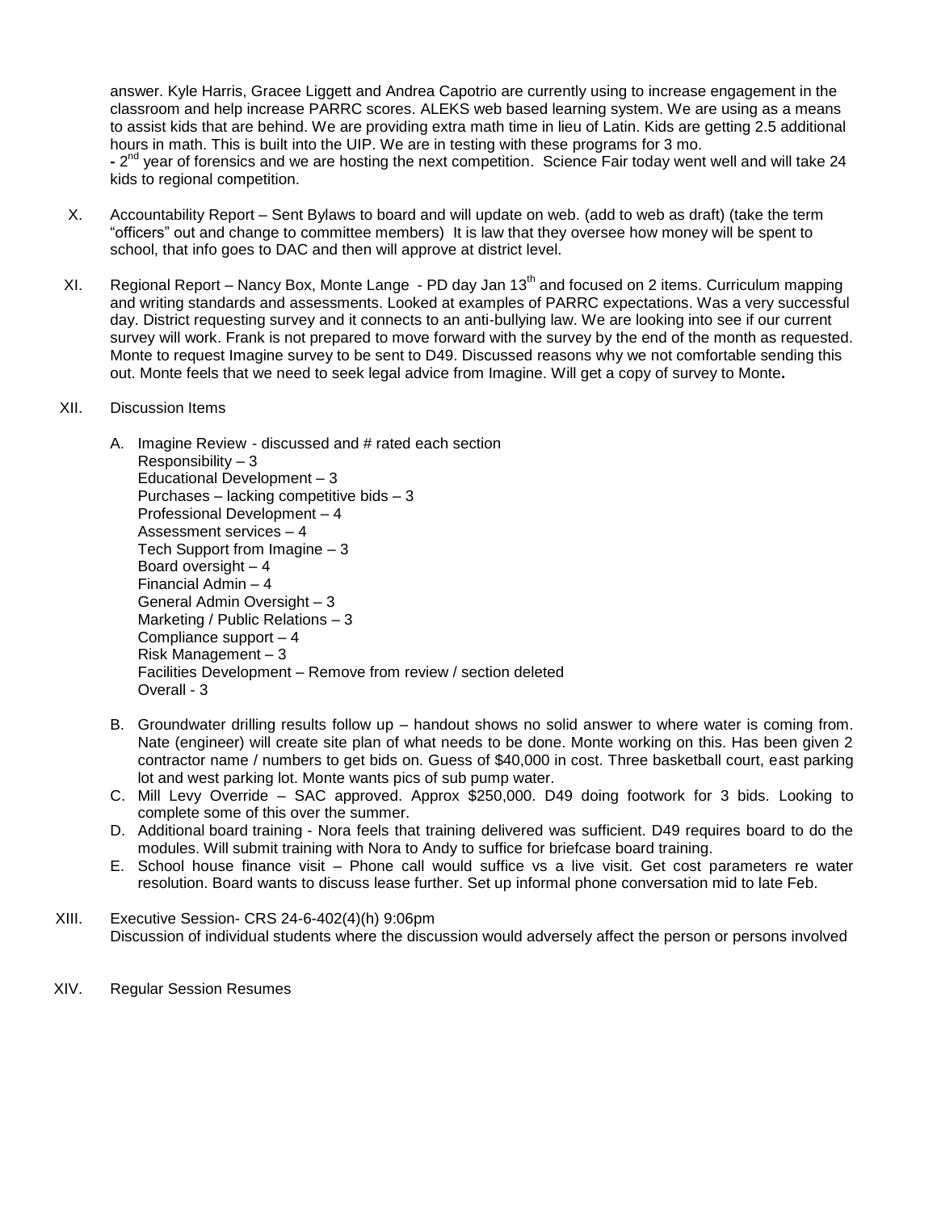answer. Kyle Harris, Gracee Liggett and Andrea Capotrio are currently using to increase engagement in the classroom and help increase PARRC scores. ALEKS web based learning system. We are using as a means to assist kids that are behind. We are providing extra math time in lieu of Latin. Kids are getting 2.5 additional hours in math. This is built into the UIP. We are in testing with these programs for 3 mo.

- 2nd year of forensics and we are hosting the next competition. Science Fair today went well and will take 24 kids to regional competition.

X. Accountability Report – Sent Bylaws to board and will update on web. (add to web as draft) (take the term "officers" out and change to committee members) It is law that they oversee how money will be spent to school, that info goes to DAC and then will approve at district level.

XI. Regional Report – Nancy Box, Monte Lange - PD day Jan 13th and focused on 2 items. Curriculum mapping and writing standards and assessments. Looked at examples of PARRC expectations. Was a very successful day. District requesting survey and it connects to an anti-bullying law. We are looking into see if our current survey will work. Frank is not prepared to move forward with the survey by the end of the month as requested. Monte to request Imagine survey to be sent to D49. Discussed reasons why we not comfortable sending this out. Monte feels that we need to seek legal advice from Imagine. Will get a copy of survey to Monte**.**

XII. Discussion Items

A. Imagine Review - discussed and # rated each section
   Responsibility – 3
   Educational Development – 3
   Purchases – lacking competitive bids – 3
   Professional Development – 4
   Assessment services – 4
   Tech Support from Imagine – 3
   Board oversight – 4
   Financial Admin – 4
   General Admin Oversight – 3
   Marketing / Public Relations – 3
   Compliance support – 4
   Risk Management – 3
   Facilities Development – Remove from review / section deleted
   Overall - 3

B. Groundwater drilling results follow up – handout shows no solid answer to where water is coming from. Nate (engineer) will create site plan of what needs to be done. Monte working on this. Has been given 2 contractor name / numbers to get bids on. Guess of $40,000 in cost. Three basketball court, east parking lot and west parking lot. Monte wants pics of sub pump water.

C. Mill Levy Override – SAC approved. Approx $250,000. D49 doing footwork for 3 bids. Looking to complete some of this over the summer.

D. Additional board training - Nora feels that training delivered was sufficient. D49 requires board to do the modules. Will submit training with Nora to Andy to suffice for briefcase board training.

E. School house finance visit – Phone call would suffice vs a live visit. Get cost parameters re water resolution. Board wants to discuss lease further. Set up informal phone conversation mid to late Feb.

XIII. Executive Session- CRS 24-6-402(4)(h) 9:06pm
Discussion of individual students where the discussion would adversely affect the person or persons involved

XIV. Regular Session Resumes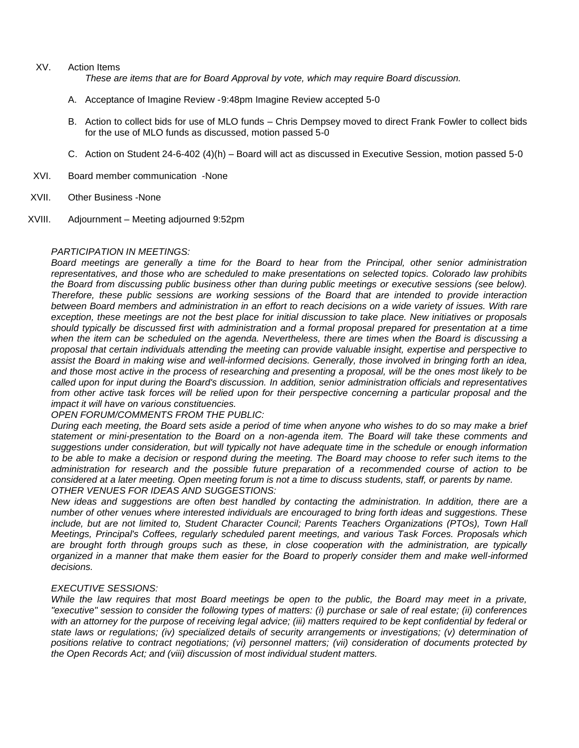XV. Action Items

*These are items that are for Board Approval by vote, which may require Board discussion.*

A. Acceptance of Imagine Review -9:48pm Imagine Review accepted 5-0

B. Action to collect bids for use of MLO funds – Chris Dempsey moved to direct Frank Fowler to collect bids for the use of MLO funds as discussed, motion passed 5-0

C. Action on Student 24-6-402 (4)(h) – Board will act as discussed in Executive Session, motion passed 5-0

XVI. Board member communication -None

XVII. Other Business -None

XVIII. Adjournment – Meeting adjourned 9:52pm

*PARTICIPATION IN MEETINGS:*
*Board meetings are generally a time for the Board to hear from the Principal, other senior administration representatives, and those who are scheduled to make presentations on selected topics. Colorado law prohibits the Board from discussing public business other than during public meetings or executive sessions (see below). Therefore, these public sessions are working sessions of the Board that are intended to provide interaction between Board members and administration in an effort to reach decisions on a wide variety of issues. With rare exception, these meetings are not the best place for initial discussion to take place. New initiatives or proposals should typically be discussed first with administration and a formal proposal prepared for presentation at a time when the item can be scheduled on the agenda. Nevertheless, there are times when the Board is discussing a proposal that certain individuals attending the meeting can provide valuable insight, expertise and perspective to assist the Board in making wise and well-informed decisions. Generally, those involved in bringing forth an idea, and those most active in the process of researching and presenting a proposal, will be the ones most likely to be called upon for input during the Board's discussion. In addition, senior administration officials and representatives from other active task forces will be relied upon for their perspective concerning a particular proposal and the impact it will have on various constituencies.*
*OPEN FORUM/COMMENTS FROM THE PUBLIC:*
*During each meeting, the Board sets aside a period of time when anyone who wishes to do so may make a brief statement or mini-presentation to the Board on a non-agenda item. The Board will take these comments and suggestions under consideration, but will typically not have adequate time in the schedule or enough information to be able to make a decision or respond during the meeting. The Board may choose to refer such items to the administration for research and the possible future preparation of a recommended course of action to be considered at a later meeting. Open meeting forum is not a time to discuss students, staff, or parents by name.*
*OTHER VENUES FOR IDEAS AND SUGGESTIONS:*
*New ideas and suggestions are often best handled by contacting the administration. In addition, there are a number of other venues where interested individuals are encouraged to bring forth ideas and suggestions. These include, but are not limited to, Student Character Council; Parents Teachers Organizations (PTOs), Town Hall Meetings, Principal's Coffees, regularly scheduled parent meetings, and various Task Forces. Proposals which are brought forth through groups such as these, in close cooperation with the administration, are typically organized in a manner that make them easier for the Board to properly consider them and make well-informed decisions.*

*EXECUTIVE SESSIONS:*
*While the law requires that most Board meetings be open to the public, the Board may meet in a private, "executive" session to consider the following types of matters: (i) purchase or sale of real estate; (ii) conferences with an attorney for the purpose of receiving legal advice; (iii) matters required to be kept confidential by federal or state laws or regulations; (iv) specialized details of security arrangements or investigations; (v) determination of positions relative to contract negotiations; (vi) personnel matters; (vii) consideration of documents protected by the Open Records Act; and (viii) discussion of most individual student matters.*